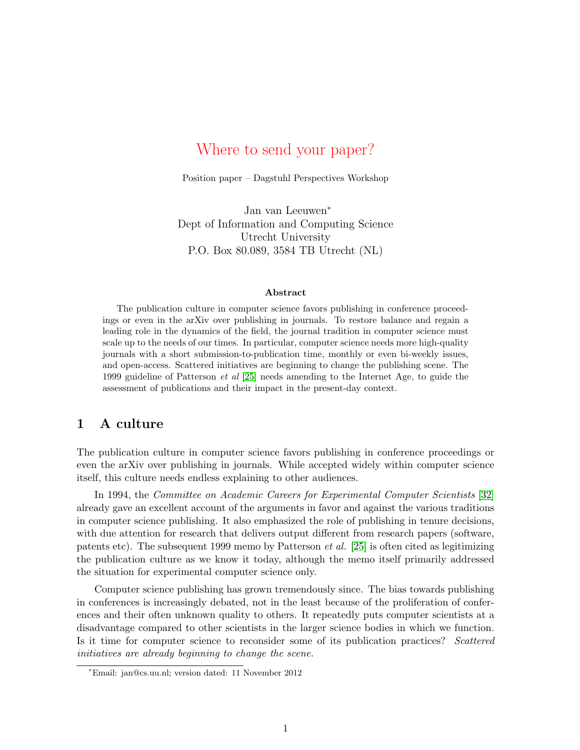# Where to send your paper?

Position paper – Dagstuhl Perspectives Workshop

Jan van Leeuwen*
Dept of Information and Computing Science
Utrecht University
P.O. Box 80.089, 3584 TB Utrecht (NL)

### Abstract

The publication culture in computer science favors publishing in conference proceedings or even in the arXiv over publishing in journals. To restore balance and regain a leading role in the dynamics of the field, the journal tradition in computer science must scale up to the needs of our times. In particular, computer science needs more high-quality journals with a short submission-to-publication time, monthly or even bi-weekly issues, and open-access. Scattered initiatives are beginning to change the publishing scene. The 1999 guideline of Patterson *et al* [25] needs amending to the Internet Age, to guide the assessment of publications and their impact in the present-day context.

## 1 A culture

The publication culture in computer science favors publishing in conference proceedings or even the arXiv over publishing in journals. While accepted widely within computer science itself, this culture needs endless explaining to other audiences.

In 1994, the *Committee on Academic Careers for Experimental Computer Scientists* [32] already gave an excellent account of the arguments in favor and against the various traditions in computer science publishing. It also emphasized the role of publishing in tenure decisions, with due attention for research that delivers output different from research papers (software, patents etc). The subsequent 1999 memo by Patterson *et al.* [25] is often cited as legitimizing the publication culture as we know it today, although the memo itself primarily addressed the situation for experimental computer science only.

Computer science publishing has grown tremendously since. The bias towards publishing in conferences is increasingly debated, not in the least because of the proliferation of conferences and their often unknown quality to others. It repeatedly puts computer scientists at a disadvantage compared to other scientists in the larger science bodies in which we function. Is it time for computer science to reconsider some of its publication practices? *Scattered initiatives are already beginning to change the scene.*

*Email: jan@cs.uu.nl; version dated: 11 November 2012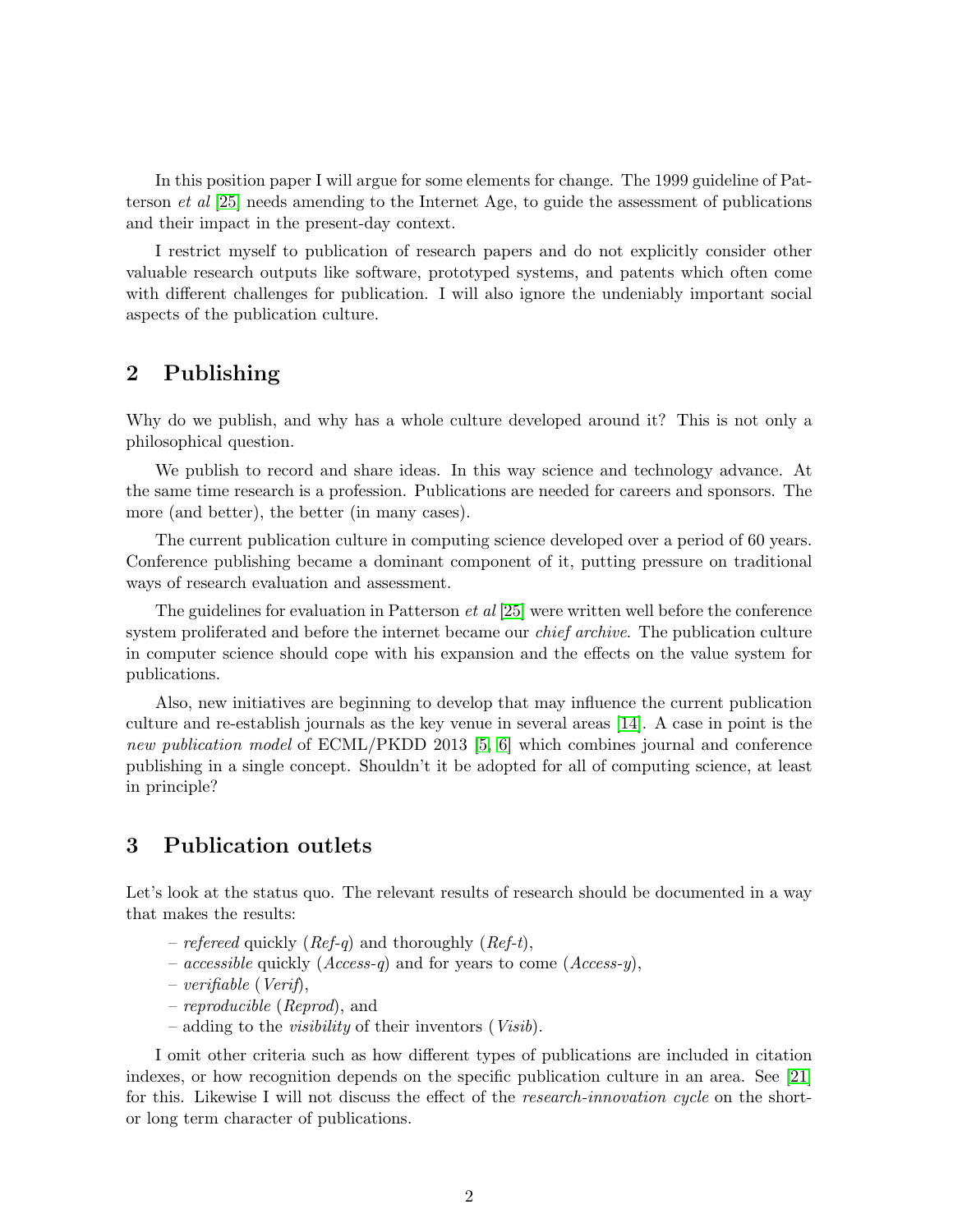In this position paper I will argue for some elements for change. The 1999 guideline of Patterson *et al* [25] needs amending to the Internet Age, to guide the assessment of publications and their impact in the present-day context.

I restrict myself to publication of research papers and do not explicitly consider other valuable research outputs like software, prototyped systems, and patents which often come with different challenges for publication. I will also ignore the undeniably important social aspects of the publication culture.

## 2 Publishing

Why do we publish, and why has a whole culture developed around it? This is not only a philosophical question.

We publish to record and share ideas. In this way science and technology advance. At the same time research is a profession. Publications are needed for careers and sponsors. The more (and better), the better (in many cases).

The current publication culture in computing science developed over a period of 60 years. Conference publishing became a dominant component of it, putting pressure on traditional ways of research evaluation and assessment.

The guidelines for evaluation in Patterson *et al* [25] were written well before the conference system proliferated and before the internet became our *chief archive*. The publication culture in computer science should cope with his expansion and the effects on the value system for publications.

Also, new initiatives are beginning to develop that may influence the current publication culture and re-establish journals as the key venue in several areas [14]. A case in point is the *new publication model* of ECML/PKDD 2013 [5, 6] which combines journal and conference publishing in a single concept. Shouldn't it be adopted for all of computing science, at least in principle?

## 3 Publication outlets

Let's look at the status quo. The relevant results of research should be documented in a way that makes the results:

- *refereed* quickly (*Ref-q*) and thoroughly (*Ref-t*),
- *accessible* quickly (*Access-q*) and for years to come (*Access-y*),
- *verifiable* (*Verif*),
- *reproducible* (*Reprod*), and
- adding to the *visibility* of their inventors (*Visib*).

I omit other criteria such as how different types of publications are included in citation indexes, or how recognition depends on the specific publication culture in an area. See [21] for this. Likewise I will not discuss the effect of the *research-innovation cycle* on the short- or long term character of publications.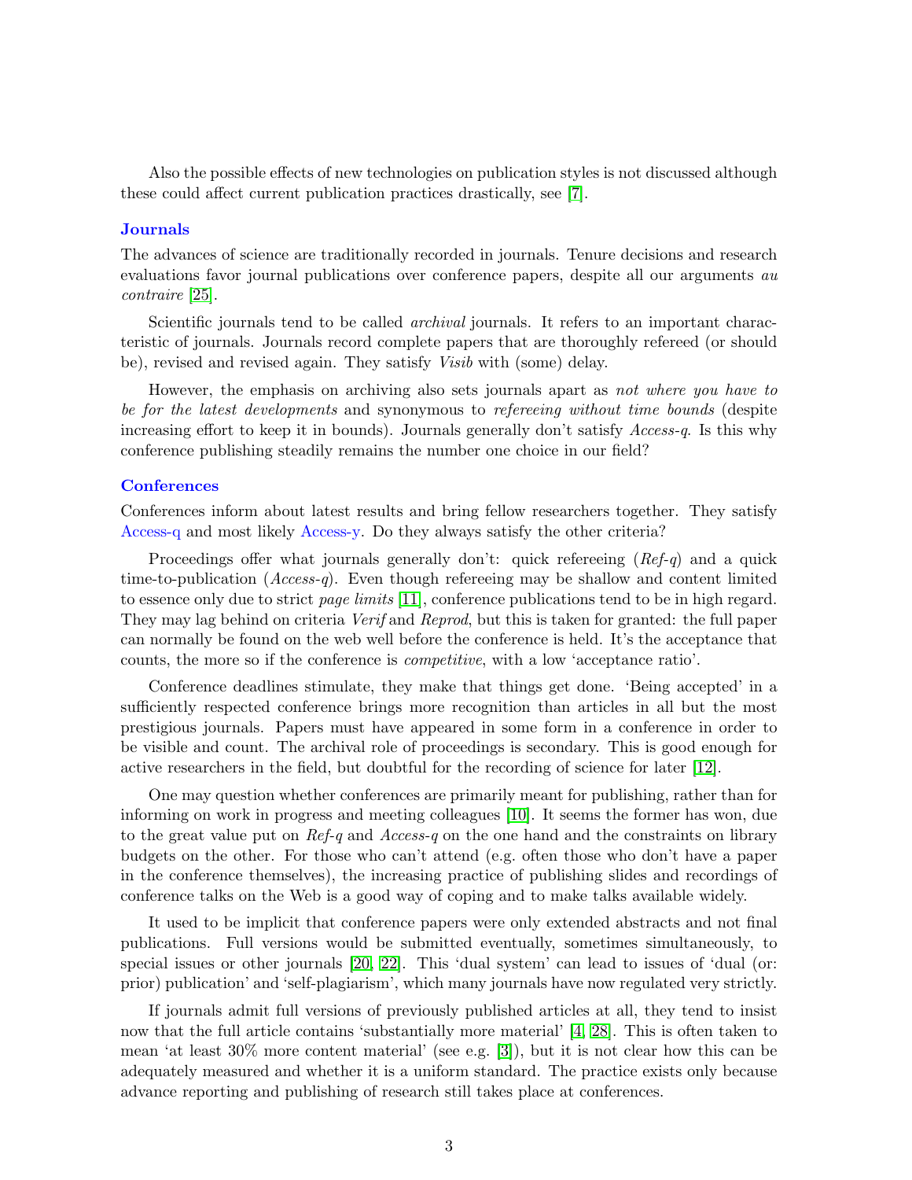Also the possible effects of new technologies on publication styles is not discussed although these could affect current publication practices drastically, see [7].

### Journals

The advances of science are traditionally recorded in journals. Tenure decisions and research evaluations favor journal publications over conference papers, despite all our arguments *au contraire* [25].

Scientific journals tend to be called *archival* journals. It refers to an important characteristic of journals. Journals record complete papers that are thoroughly refereed (or should be), revised and revised again. They satisfy *Visib* with (some) delay.

However, the emphasis on archiving also sets journals apart as *not where you have to be for the latest developments* and synonymous to *refereeing without time bounds* (despite increasing effort to keep it in bounds). Journals generally don't satisfy *Access-q*. Is this why conference publishing steadily remains the number one choice in our field?

### Conferences

Conferences inform about latest results and bring fellow researchers together. They satisfy Access-q and most likely Access-y. Do they always satisfy the other criteria?

Proceedings offer what journals generally don't: quick refereeing (*Ref-q*) and a quick time-to-publication (*Access-q*). Even though refereeing may be shallow and content limited to essence only due to strict *page limits* [11], conference publications tend to be in high regard. They may lag behind on criteria *Verif* and *Reprod*, but this is taken for granted: the full paper can normally be found on the web well before the conference is held. It's the acceptance that counts, the more so if the conference is *competitive*, with a low 'acceptance ratio'.

Conference deadlines stimulate, they make that things get done. 'Being accepted' in a sufficiently respected conference brings more recognition than articles in all but the most prestigious journals. Papers must have appeared in some form in a conference in order to be visible and count. The archival role of proceedings is secondary. This is good enough for active researchers in the field, but doubtful for the recording of science for later [12].

One may question whether conferences are primarily meant for publishing, rather than for informing on work in progress and meeting colleagues [10]. It seems the former has won, due to the great value put on *Ref-q* and *Access-q* on the one hand and the constraints on library budgets on the other. For those who can't attend (e.g. often those who don't have a paper in the conference themselves), the increasing practice of publishing slides and recordings of conference talks on the Web is a good way of coping and to make talks available widely.

It used to be implicit that conference papers were only extended abstracts and not final publications. Full versions would be submitted eventually, sometimes simultaneously, to special issues or other journals [20, 22]. This 'dual system' can lead to issues of 'dual (or: prior) publication' and 'self-plagiarism', which many journals have now regulated very strictly.

If journals admit full versions of previously published articles at all, they tend to insist now that the full article contains 'substantially more material' [4, 28]. This is often taken to mean 'at least 30% more content material' (see e.g. [3]), but it is not clear how this can be adequately measured and whether it is a uniform standard. The practice exists only because advance reporting and publishing of research still takes place at conferences.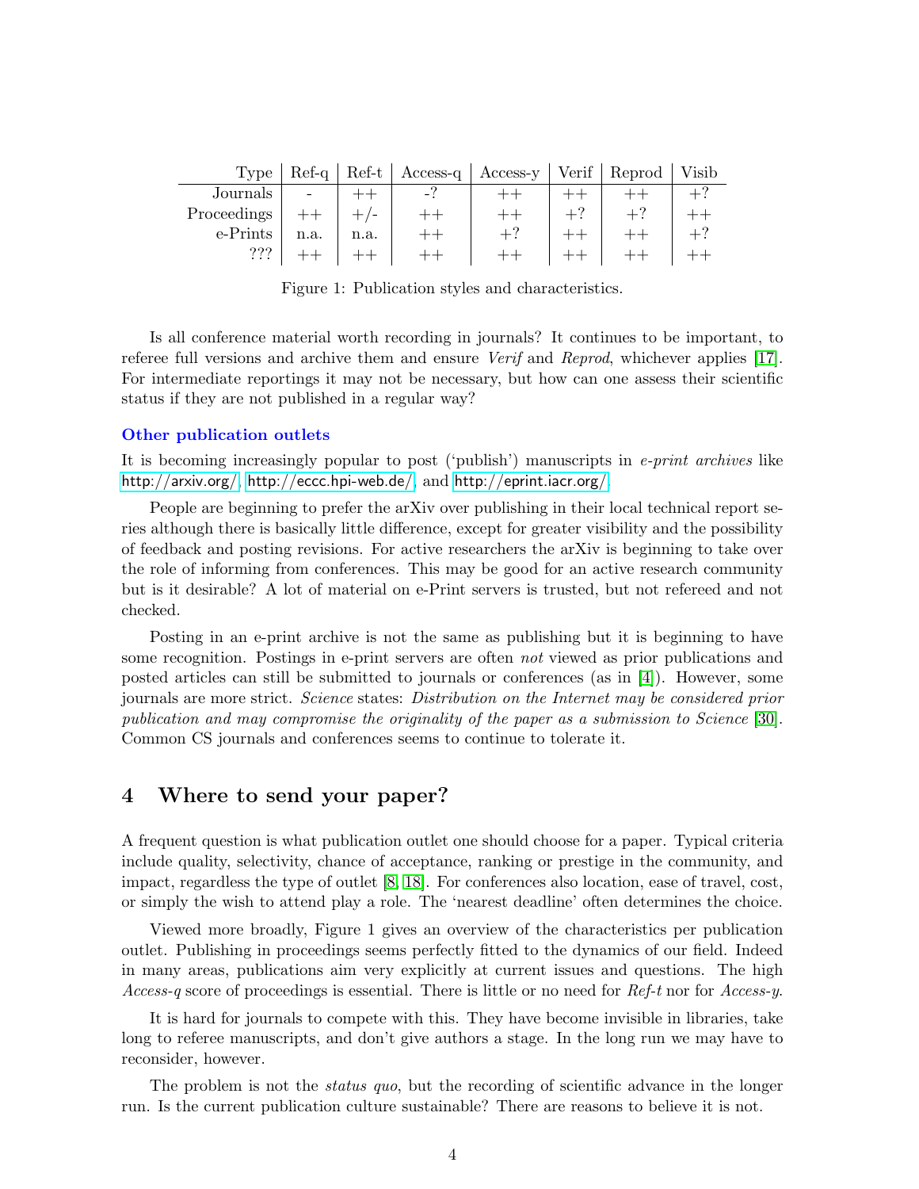| Type | Ref-q | Ref-t | Access-q | Access-y | Verif | Reprod | Visib |
|---|---|---|---|---|---|---|---|
| Journals | - | ++ | -? | ++ | ++ | ++ | +? |
| Proceedings | ++ | +/- | ++ | ++ | +? | +? | ++ |
| e-Prints | n.a. | n.a. | ++ | +? | ++ | ++ | +? |
| ??? | ++ | ++ | ++ | ++ | ++ | ++ | ++ |

Figure 1: Publication styles and characteristics.

Is all conference material worth recording in journals? It continues to be important, to referee full versions and archive them and ensure *Verif* and *Reprod*, whichever applies [17]. For intermediate reportings it may not be necessary, but how can one assess their scientific status if they are not published in a regular way?

### Other publication outlets

It is becoming increasingly popular to post ('publish') manuscripts in *e-print archives* like http://arxiv.org/, http://eccc.hpi-web.de/, and http://eprint.iacr.org/.

People are beginning to prefer the arXiv over publishing in their local technical report series although there is basically little difference, except for greater visibility and the possibility of feedback and posting revisions. For active researchers the arXiv is beginning to take over the role of informing from conferences. This may be good for an active research community but is it desirable? A lot of material on e-Print servers is trusted, but not refereed and not checked.

Posting in an e-print archive is not the same as publishing but it is beginning to have some recognition. Postings in e-print servers are often *not* viewed as prior publications and posted articles can still be submitted to journals or conferences (as in [4]). However, some journals are more strict. *Science* states: *Distribution on the Internet may be considered prior publication and may compromise the originality of the paper as a submission to Science* [30]. Common CS journals and conferences seems to continue to tolerate it.

## 4 Where to send your paper?

A frequent question is what publication outlet one should choose for a paper. Typical criteria include quality, selectivity, chance of acceptance, ranking or prestige in the community, and impact, regardless the type of outlet [8, 18]. For conferences also location, ease of travel, cost, or simply the wish to attend play a role. The 'nearest deadline' often determines the choice.

Viewed more broadly, Figure 1 gives an overview of the characteristics per publication outlet. Publishing in proceedings seems perfectly fitted to the dynamics of our field. Indeed in many areas, publications aim very explicitly at current issues and questions. The high *Access-q* score of proceedings is essential. There is little or no need for *Ref-t* nor for *Access-y*.

It is hard for journals to compete with this. They have become invisible in libraries, take long to referee manuscripts, and don't give authors a stage. In the long run we may have to reconsider, however.

The problem is not the *status quo*, but the recording of scientific advance in the longer run. Is the current publication culture sustainable? There are reasons to believe it is not.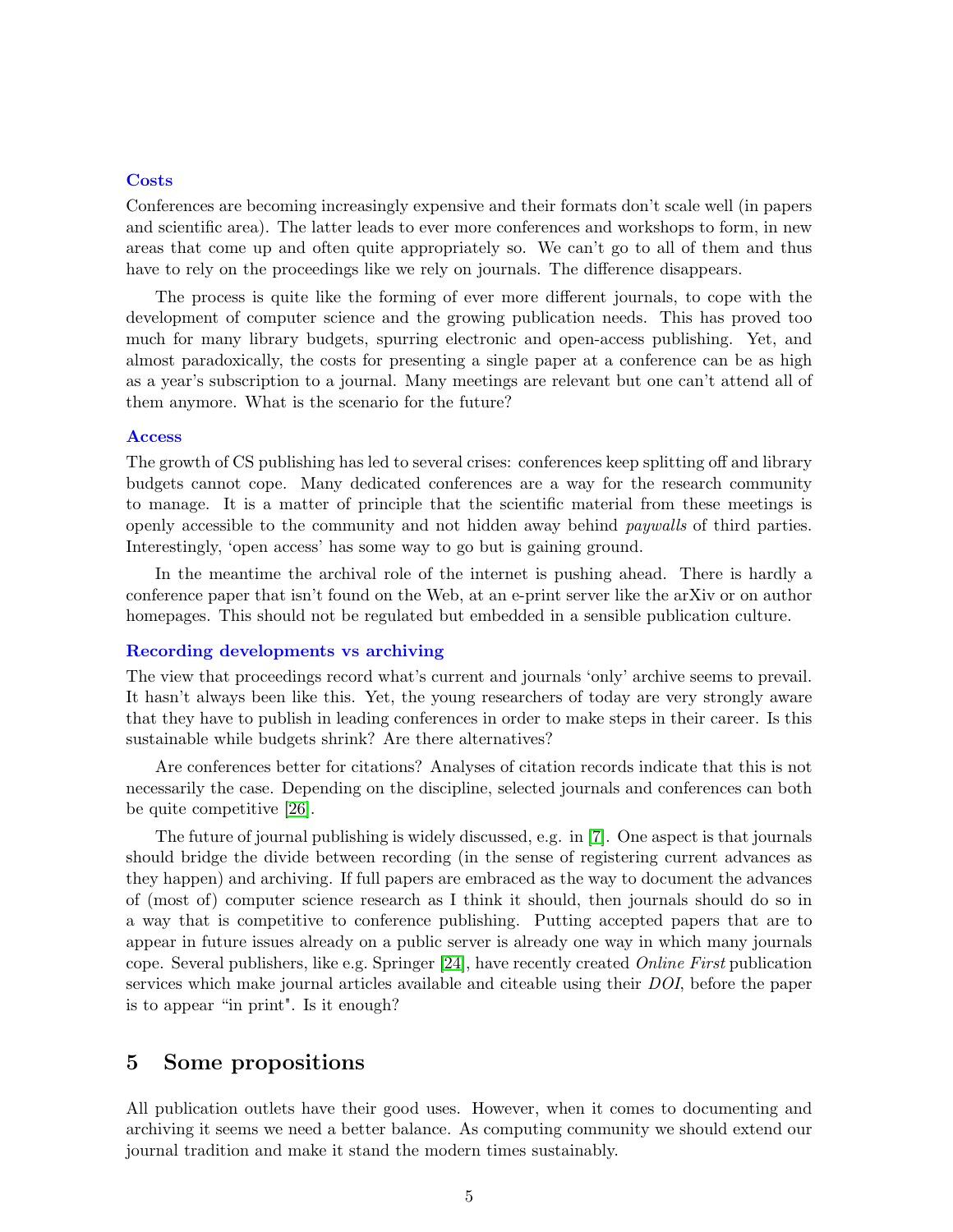### Costs

Conferences are becoming increasingly expensive and their formats don't scale well (in papers and scientific area). The latter leads to ever more conferences and workshops to form, in new areas that come up and often quite appropriately so. We can't go to all of them and thus have to rely on the proceedings like we rely on journals. The difference disappears.

The process is quite like the forming of ever more different journals, to cope with the development of computer science and the growing publication needs. This has proved too much for many library budgets, spurring electronic and open-access publishing. Yet, and almost paradoxically, the costs for presenting a single paper at a conference can be as high as a year's subscription to a journal. Many meetings are relevant but one can't attend all of them anymore. What is the scenario for the future?

### Access

The growth of CS publishing has led to several crises: conferences keep splitting off and library budgets cannot cope. Many dedicated conferences are a way for the research community to manage. It is a matter of principle that the scientific material from these meetings is openly accessible to the community and not hidden away behind *paywalls* of third parties. Interestingly, 'open access' has some way to go but is gaining ground.

In the meantime the archival role of the internet is pushing ahead. There is hardly a conference paper that isn't found on the Web, at an e-print server like the arXiv or on author homepages. This should not be regulated but embedded in a sensible publication culture.

### Recording developments vs archiving

The view that proceedings record what's current and journals 'only' archive seems to prevail. It hasn't always been like this. Yet, the young researchers of today are very strongly aware that they have to publish in leading conferences in order to make steps in their career. Is this sustainable while budgets shrink? Are there alternatives?

Are conferences better for citations? Analyses of citation records indicate that this is not necessarily the case. Depending on the discipline, selected journals and conferences can both be quite competitive [26].

The future of journal publishing is widely discussed, e.g. in [7]. One aspect is that journals should bridge the divide between recording (in the sense of registering current advances as they happen) and archiving. If full papers are embraced as the way to document the advances of (most of) computer science research as I think it should, then journals should do so in a way that is competitive to conference publishing. Putting accepted papers that are to appear in future issues already on a public server is already one way in which many journals cope. Several publishers, like e.g. Springer [24], have recently created *Online First* publication services which make journal articles available and citeable using their *DOI*, before the paper is to appear "in print". Is it enough?

## 5 Some propositions

All publication outlets have their good uses. However, when it comes to documenting and archiving it seems we need a better balance. As computing community we should extend our journal tradition and make it stand the modern times sustainably.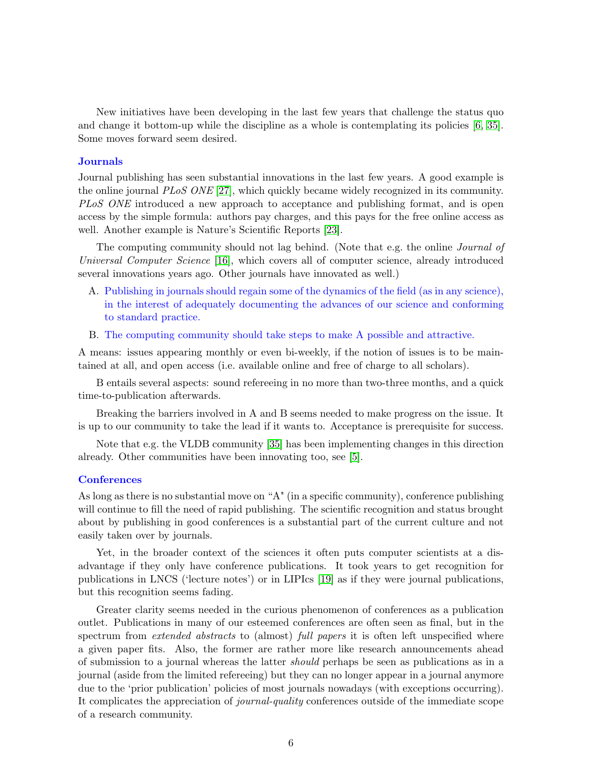New initiatives have been developing in the last few years that challenge the status quo and change it bottom-up while the discipline as a whole is contemplating its policies [6, 35]. Some moves forward seem desired.

### Journals

Journal publishing has seen substantial innovations in the last few years. A good example is the online journal *PLoS ONE* [27], which quickly became widely recognized in its community. *PLoS ONE* introduced a new approach to acceptance and publishing format, and is open access by the simple formula: authors pay charges, and this pays for the free online access as well. Another example is Nature's Scientific Reports [23].

The computing community should not lag behind. (Note that e.g. the online *Journal of Universal Computer Science* [16], which covers all of computer science, already introduced several innovations years ago. Other journals have innovated as well.)

A. Publishing in journals should regain some of the dynamics of the field (as in any science), in the interest of adequately documenting the advances of our science and conforming to standard practice.

B. The computing community should take steps to make A possible and attractive.

A means: issues appearing monthly or even bi-weekly, if the notion of issues is to be maintained at all, and open access (i.e. available online and free of charge to all scholars).

B entails several aspects: sound refereeing in no more than two-three months, and a quick time-to-publication afterwards.

Breaking the barriers involved in A and B seems needed to make progress on the issue. It is up to our community to take the lead if it wants to. Acceptance is prerequisite for success.

Note that e.g. the VLDB community [35] has been implementing changes in this direction already. Other communities have been innovating too, see [5].

### Conferences

As long as there is no substantial move on "A" (in a specific community), conference publishing will continue to fill the need of rapid publishing. The scientific recognition and status brought about by publishing in good conferences is a substantial part of the current culture and not easily taken over by journals.

Yet, in the broader context of the sciences it often puts computer scientists at a disadvantage if they only have conference publications. It took years to get recognition for publications in LNCS ('lecture notes') or in LIPIcs [19] as if they were journal publications, but this recognition seems fading.

Greater clarity seems needed in the curious phenomenon of conferences as a publication outlet. Publications in many of our esteemed conferences are often seen as final, but in the spectrum from *extended abstracts* to (almost) *full papers* it is often left unspecified where a given paper fits. Also, the former are rather more like research announcements ahead of submission to a journal whereas the latter *should* perhaps be seen as publications as in a journal (aside from the limited refereeing) but they can no longer appear in a journal anymore due to the 'prior publication' policies of most journals nowadays (with exceptions occurring). It complicates the appreciation of *journal-quality* conferences outside of the immediate scope of a research community.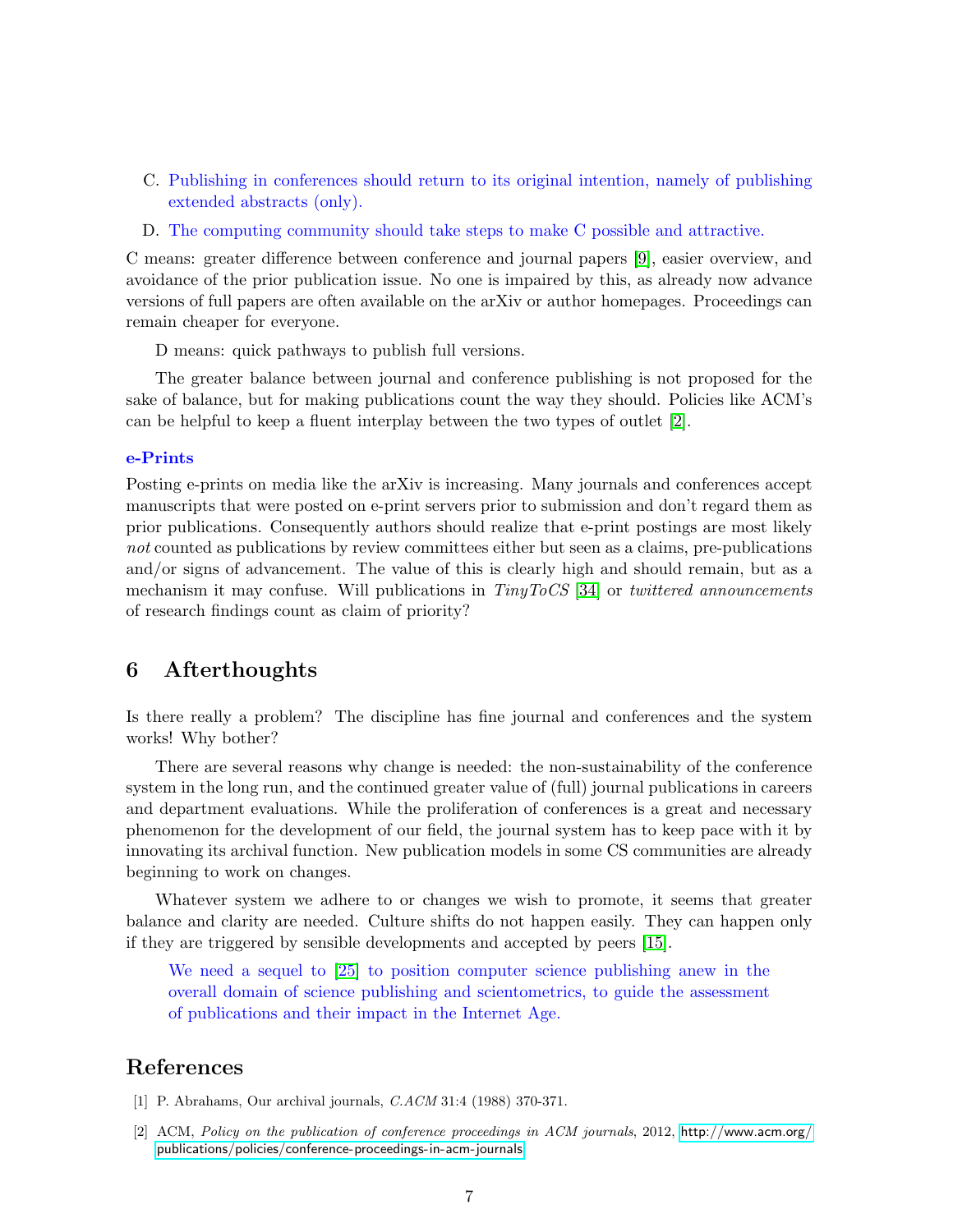C. Publishing in conferences should return to its original intention, namely of publishing extended abstracts (only).

D. The computing community should take steps to make C possible and attractive.

C means: greater difference between conference and journal papers [9], easier overview, and avoidance of the prior publication issue. No one is impaired by this, as already now advance versions of full papers are often available on the arXiv or author homepages. Proceedings can remain cheaper for everyone.

D means: quick pathways to publish full versions.

The greater balance between journal and conference publishing is not proposed for the sake of balance, but for making publications count the way they should. Policies like ACM's can be helpful to keep a fluent interplay between the two types of outlet [2].

### e-Prints

Posting e-prints on media like the arXiv is increasing. Many journals and conferences accept manuscripts that were posted on e-print servers prior to submission and don't regard them as prior publications. Consequently authors should realize that e-print postings are most likely *not* counted as publications by review committees either but seen as a claims, pre-publications and/or signs of advancement. The value of this is clearly high and should remain, but as a mechanism it may confuse. Will publications in *TinyToCS* [34] or *twittered announcements* of research findings count as claim of priority?

## 6 Afterthoughts

Is there really a problem? The discipline has fine journal and conferences and the system works! Why bother?

There are several reasons why change is needed: the non-sustainability of the conference system in the long run, and the continued greater value of (full) journal publications in careers and department evaluations. While the proliferation of conferences is a great and necessary phenomenon for the development of our field, the journal system has to keep pace with it by innovating its archival function. New publication models in some CS communities are already beginning to work on changes.

Whatever system we adhere to or changes we wish to promote, it seems that greater balance and clarity are needed. Culture shifts do not happen easily. They can happen only if they are triggered by sensible developments and accepted by peers [15].

> We need a sequel to [25] to position computer science publishing anew in the overall domain of science publishing and scientometrics, to guide the assessment of publications and their impact in the Internet Age.

## References

[1] P. Abrahams, Our archival journals, *C.ACM* 31:4 (1988) 370-371.

[2] ACM, *Policy on the publication of conference proceedings in ACM journals*, 2012, http://www.acm.org/publications/policies/conference-proceedings-in-acm-journals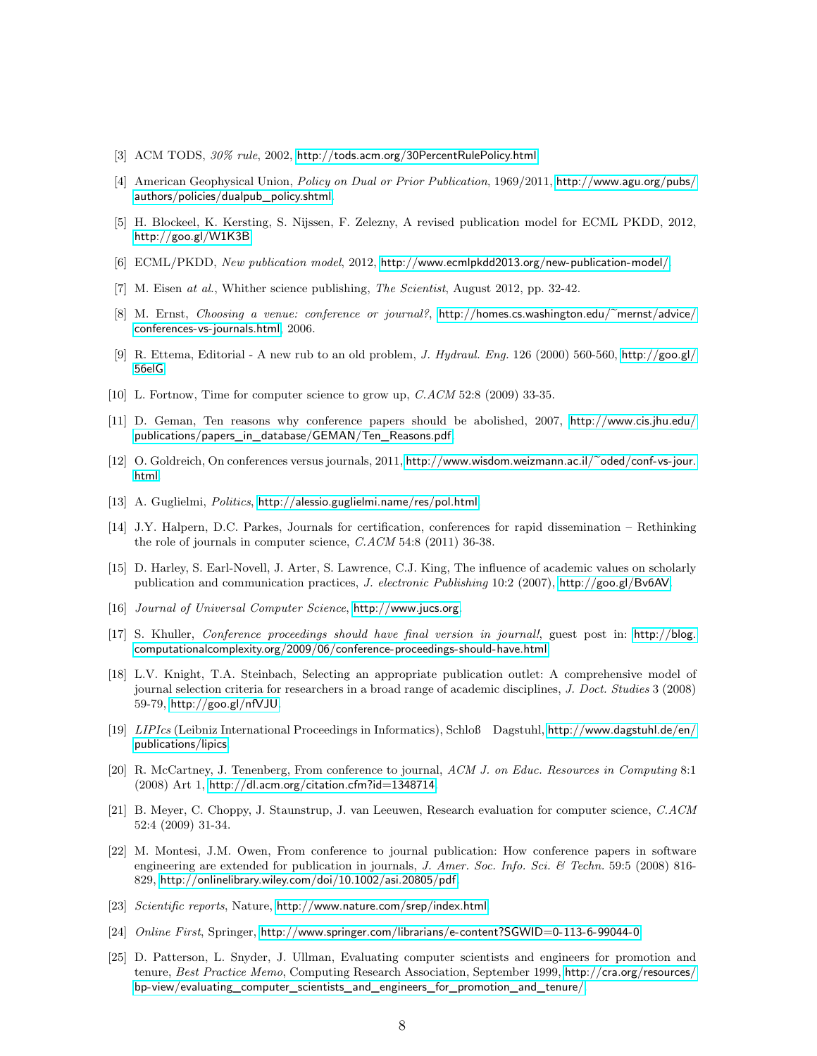[3] ACM TODS, *30% rule*, 2002, http://tods.acm.org/30PercentRulePolicy.html.

[4] American Geophysical Union, *Policy on Dual or Prior Publication*, 1969/2011, http://www.agu.org/pubs/authors/policies/dualpub_policy.shtml.

[5] H. Blockeel, K. Kersting, S. Nijssen, F. Zelezny, A revised publication model for ECML PKDD, 2012, http://goo.gl/W1K3B.

[6] ECML/PKDD, *New publication model*, 2012, http://www.ecmlpkdd2013.org/new-publication-model/.

[7] M. Eisen *at al.*, Whither science publishing, *The Scientist*, August 2012, pp. 32-42.

[8] M. Ernst, *Choosing a venue: conference or journal?*, http://homes.cs.washington.edu/~mernst/advice/conferences-vs-journals.html, 2006.

[9] R. Ettema, Editorial - A new rub to an old problem, *J. Hydraul. Eng.* 126 (2000) 560-560, http://goo.gl/56elG.

[10] L. Fortnow, Time for computer science to grow up, *C.ACM* 52:8 (2009) 33-35.

[11] D. Geman, Ten reasons why conference papers should be abolished, 2007, http://www.cis.jhu.edu/publications/papers_in_database/GEMAN/Ten_Reasons.pdf.

[12] O. Goldreich, On conferences versus journals, 2011, http://www.wisdom.weizmann.ac.il/~oded/conf-vs-jour.html.

[13] A. Guglielmi, *Politics*, http://alessio.guglielmi.name/res/pol.html.

[14] J.Y. Halpern, D.C. Parkes, Journals for certification, conferences for rapid dissemination – Rethinking the role of journals in computer science, *C.ACM* 54:8 (2011) 36-38.

[15] D. Harley, S. Earl-Novell, J. Arter, S. Lawrence, C.J. King, The influence of academic values on scholarly publication and communication practices, *J. electronic Publishing* 10:2 (2007), http://goo.gl/Bv6AV.

[16] *Journal of Universal Computer Science*, http://www.jucs.org.

[17] S. Khuller, *Conference proceedings should have final version in journal!*, guest post in: http://blog.computationalcomplexity.org/2009/06/conference-proceedings-should-have.html.

[18] L.V. Knight, T.A. Steinbach, Selecting an appropriate publication outlet: A comprehensive model of journal selection criteria for researchers in a broad range of academic disciplines, *J. Doct. Studies* 3 (2008) 59-79, http://goo.gl/nfVJU.

[19] *LIPIcs* (Leibniz International Proceedings in Informatics), Schloß Dagstuhl, http://www.dagstuhl.de/en/publications/lipics.

[20] R. McCartney, J. Tenenberg, From conference to journal, *ACM J. on Educ. Resources in Computing* 8:1 (2008) Art 1, http://dl.acm.org/citation.cfm?id=1348714.

[21] B. Meyer, C. Choppy, J. Staunstrup, J. van Leeuwen, Research evaluation for computer science, *C.ACM* 52:4 (2009) 31-34.

[22] M. Montesi, J.M. Owen, From conference to journal publication: How conference papers in software engineering are extended for publication in journals, *J. Amer. Soc. Info. Sci. & Techn.* 59:5 (2008) 816-829, http://onlinelibrary.wiley.com/doi/10.1002/asi.20805/pdf.

[23] *Scientific reports*, Nature, http://www.nature.com/srep/index.html.

[24] *Online First*, Springer, http://www.springer.com/librarians/e-content?SGWID=0-113-6-99044-0.

[25] D. Patterson, L. Snyder, J. Ullman, Evaluating computer scientists and engineers for promotion and tenure, *Best Practice Memo*, Computing Research Association, September 1999, http://cra.org/resources/bp-view/evaluating_computer_scientists_and_engineers_for_promotion_and_tenure/.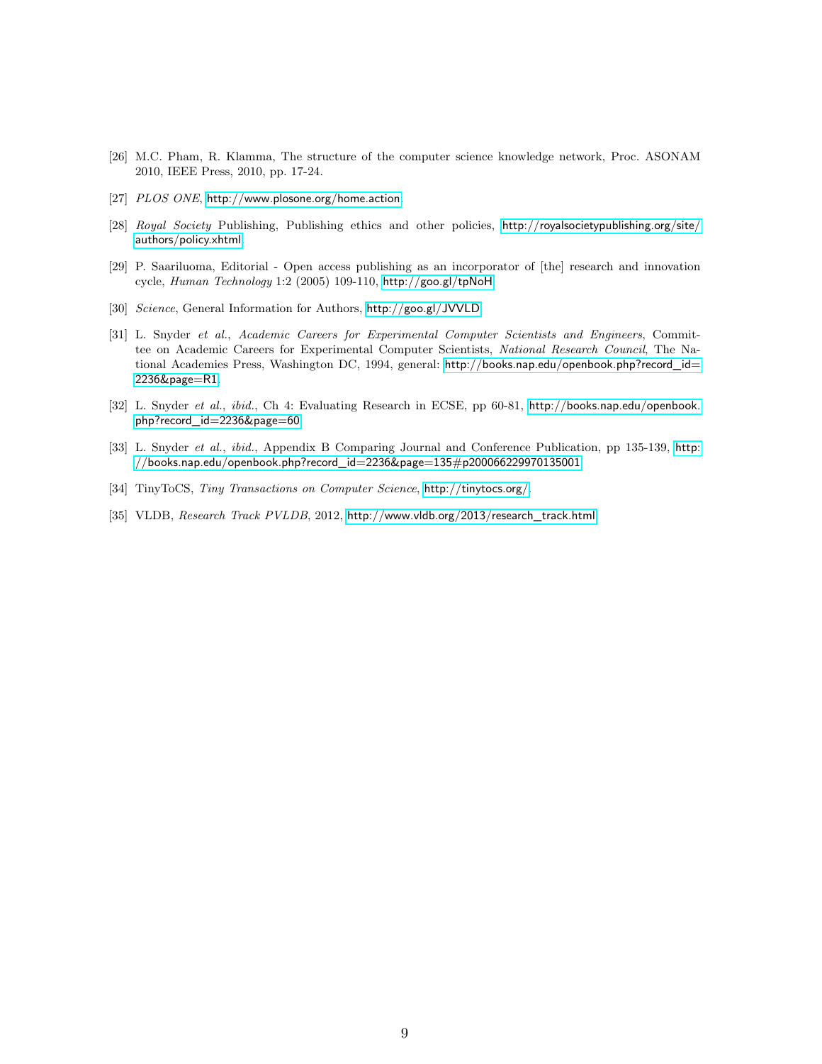[26] M.C. Pham, R. Klamma, The structure of the computer science knowledge network, Proc. ASONAM 2010, IEEE Press, 2010, pp. 17-24.

[27] *PLOS ONE*, http://www.plosone.org/home.action.

[28] *Royal Society* Publishing, Publishing ethics and other policies, http://royalsocietypublishing.org/site/authors/policy.xhtml.

[29] P. Saariluoma, Editorial - Open access publishing as an incorporator of [the] research and innovation cycle, *Human Technology* 1:2 (2005) 109-110, http://goo.gl/tpNoH.

[30] *Science*, General Information for Authors, http://goo.gl/JVVLD.

[31] L. Snyder *et al.*, *Academic Careers for Experimental Computer Scientists and Engineers*, Committee on Academic Careers for Experimental Computer Scientists, *National Research Council*, The National Academies Press, Washington DC, 1994, general: http://books.nap.edu/openbook.php?record_id=2236&page=R1.

[32] L. Snyder *et al.*, *ibid.*, Ch 4: Evaluating Research in ECSE, pp 60-81, http://books.nap.edu/openbook.php?record_id=2236&page=60.

[33] L. Snyder *et al.*, *ibid.*, Appendix B Comparing Journal and Conference Publication, pp 135-139, http://books.nap.edu/openbook.php?record_id=2236&page=135#p200066229970135001.

[34] TinyToCS, *Tiny Transactions on Computer Science*, http://tinytocs.org/.

[35] VLDB, *Research Track PVLDB*, 2012, http://www.vldb.org/2013/research_track.html.